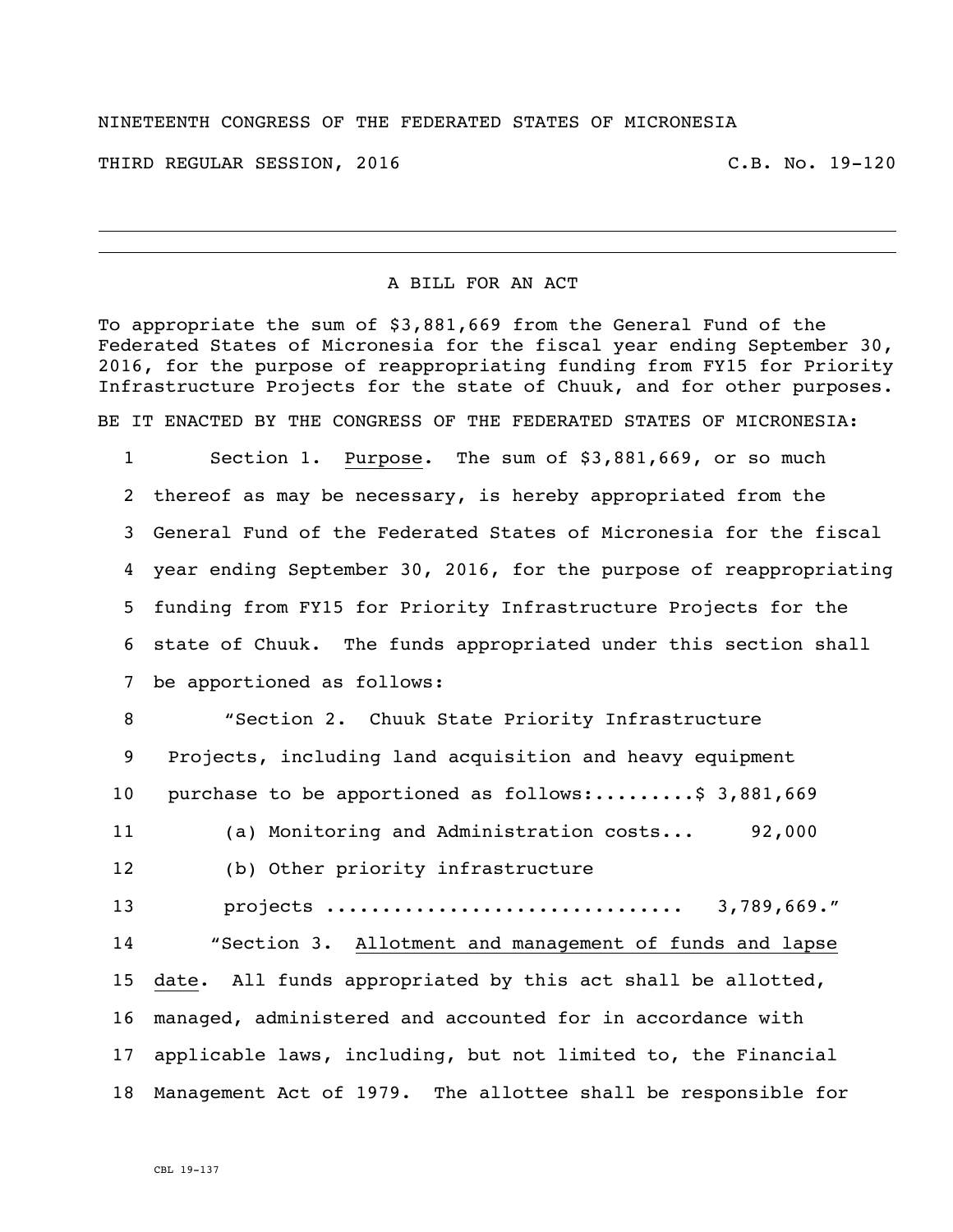NINETEENTH CONGRESS OF THE FEDERATED STATES OF MICRONESIA

THIRD REGULAR SESSION, 2016 C.B. No. 19-120

---

A BILL FOR AN ACT

To appropriate the sum of $3,881,669 from the General Fund of the Federated States of Micronesia for the fiscal year ending September 30, 2016, for the purpose of reappropriating funding from FY15 for Priority Infrastructure Projects for the state of Chuuk, and for other purposes.

BE IT ENACTED BY THE CONGRESS OF THE FEDERATED STATES OF MICRONESIA:

1 Section 1. Purpose. The sum of $3,881,669, or so much
2 thereof as may be necessary, is hereby appropriated from the
3 General Fund of the Federated States of Micronesia for the fiscal
4 year ending September 30, 2016, for the purpose of reappropriating
5 funding from FY15 for Priority Infrastructure Projects for the
6 state of Chuuk. The funds appropriated under this section shall
7 be apportioned as follows:

8 "Section 2. Chuuk State Priority Infrastructure
9 Projects, including land acquisition and heavy equipment
10 purchase to be apportioned as follows:.........$ 3,881,669
11 (a) Monitoring and Administration costs... 92,000
12 (b) Other priority infrastructure
13 projects ............................... 3,789,669."

14 "Section 3. Allotment and management of funds and lapse
15 date. All funds appropriated by this act shall be allotted,
16 managed, administered and accounted for in accordance with
17 applicable laws, including, but not limited to, the Financial
18 Management Act of 1979. The allottee shall be responsible for

CBL 19-137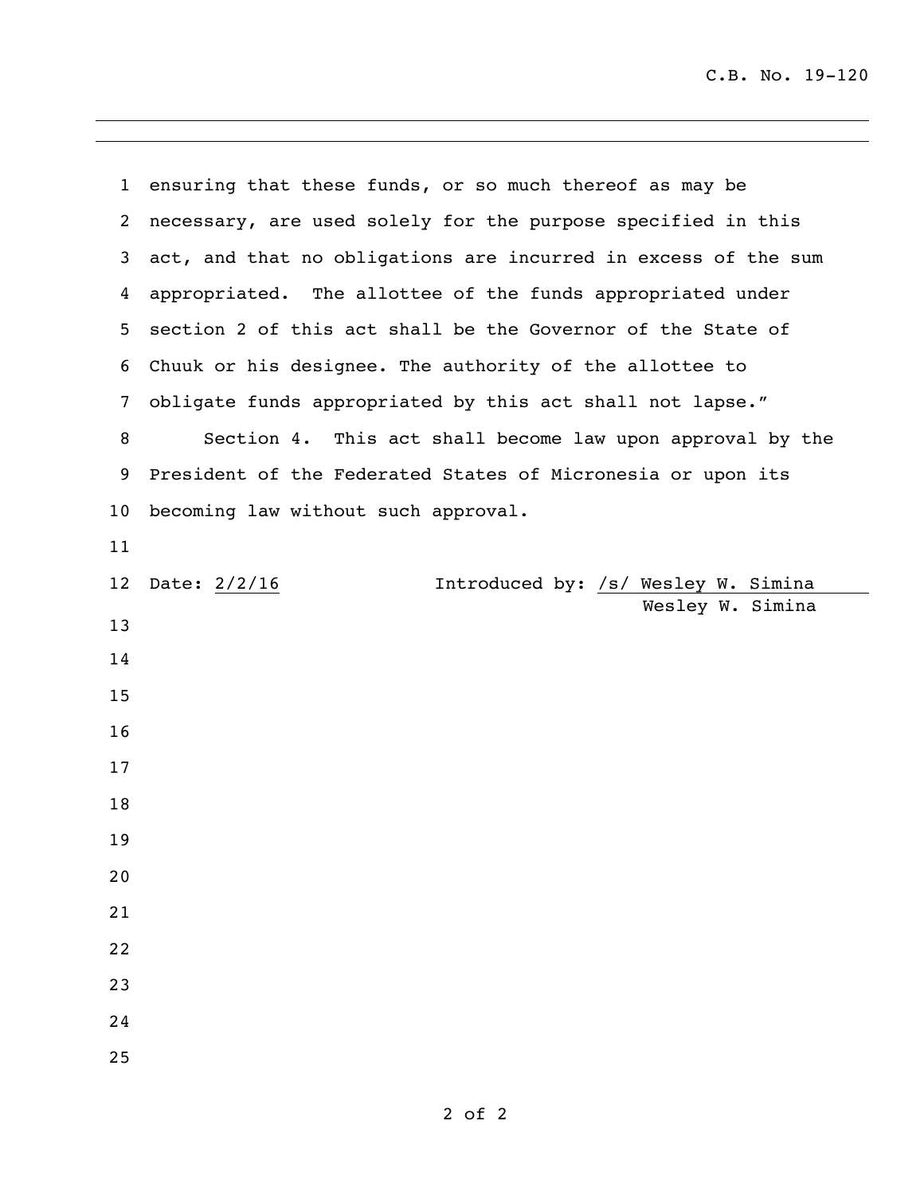ensuring that these funds, or so much thereof as may be necessary, are used solely for the purpose specified in this act, and that no obligations are incurred in excess of the sum appropriated. The allottee of the funds appropriated under section 2 of this act shall be the Governor of the State of Chuuk or his designee. The authority of the allottee to obligate funds appropriated by this act shall not lapse."

Section 4. This act shall become law upon approval by the President of the Federated States of Micronesia or upon its becoming law without such approval.

Date: 2/2/16

Introduced by: /s/ Wesley W. Simina
Wesley W. Simina